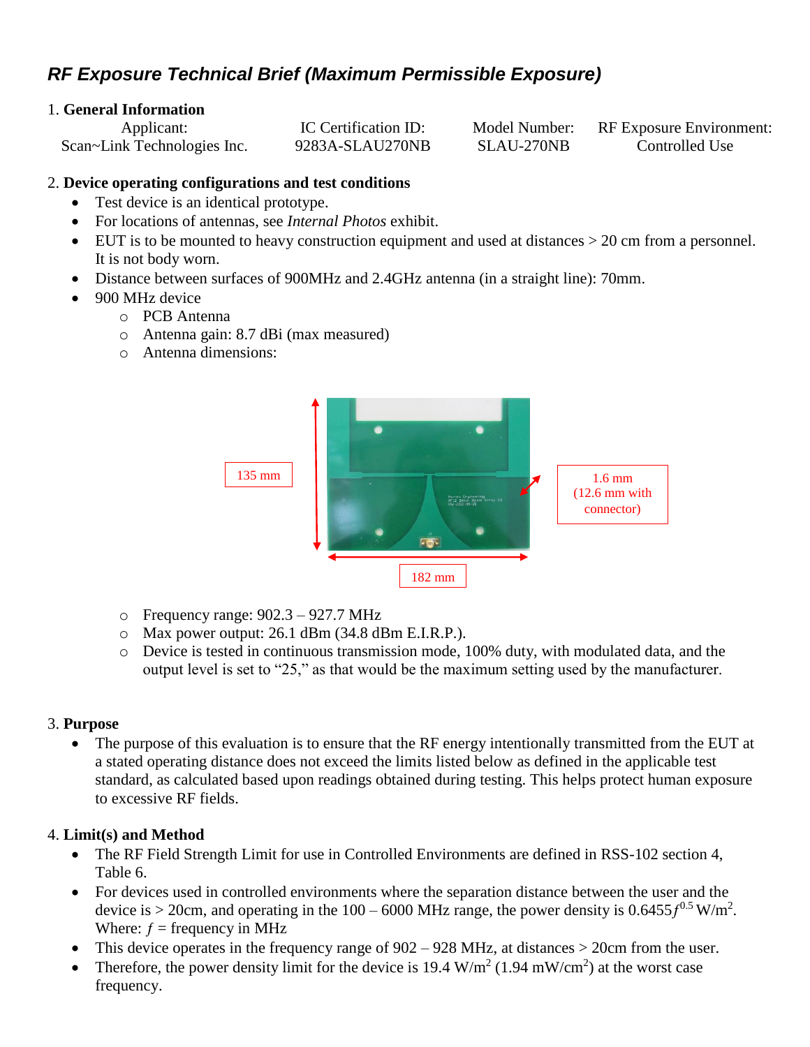# RF Exposure Technical Brief (Maximum Permissible Exposure)

1. **General Information**

| Applicant: | IC Certification ID: | Model Number: | RF Exposure Environment: |
| --- | --- | --- | --- |
| Scan~Link Technologies Inc. | 9283A-SLAU270NB | SLAU-270NB | Controlled Use |

2. **Device operating configurations and test conditions**
   - Test device is an identical prototype.
   - For locations of antennas, see *Internal Photos* exhibit.
   - EUT is to be mounted to heavy construction equipment and used at distances > 20 cm from a personnel. It is not body worn.
   - Distance between surfaces of 900MHz and 2.4GHz antenna (in a straight line): 70mm.
   - 900 MHz device
     - PCB Antenna
     - Antenna gain: 8.7 dBi (max measured)
     - Antenna dimensions:

135 mm

1.6 mm (12.6 mm with connector)

182 mm

     - Frequency range: 902.3 – 927.7 MHz
     - Max power output: 26.1 dBm (34.8 dBm E.I.R.P.).
     - Device is tested in continuous transmission mode, 100% duty, with modulated data, and the output level is set to "25," as that would be the maximum setting used by the manufacturer.

3. **Purpose**
   - The purpose of this evaluation is to ensure that the RF energy intentionally transmitted from the EUT at a stated operating distance does not exceed the limits listed below as defined in the applicable test standard, as calculated based upon readings obtained during testing. This helps protect human exposure to excessive RF fields.

4. **Limit(s) and Method**
   - The RF Field Strength Limit for use in Controlled Environments are defined in RSS-102 section 4, Table 6.
   - For devices used in controlled environments where the separation distance between the user and the device is > 20cm, and operating in the 100 – 6000 MHz range, the power density is $0.6455f^{0.5}$ W/m$^2$.
     Where: $f$ = frequency in MHz
   - This device operates in the frequency range of 902 – 928 MHz, at distances > 20cm from the user.
   - Therefore, the power density limit for the device is 19.4 W/m$^2$ (1.94 mW/cm$^2$) at the worst case frequency.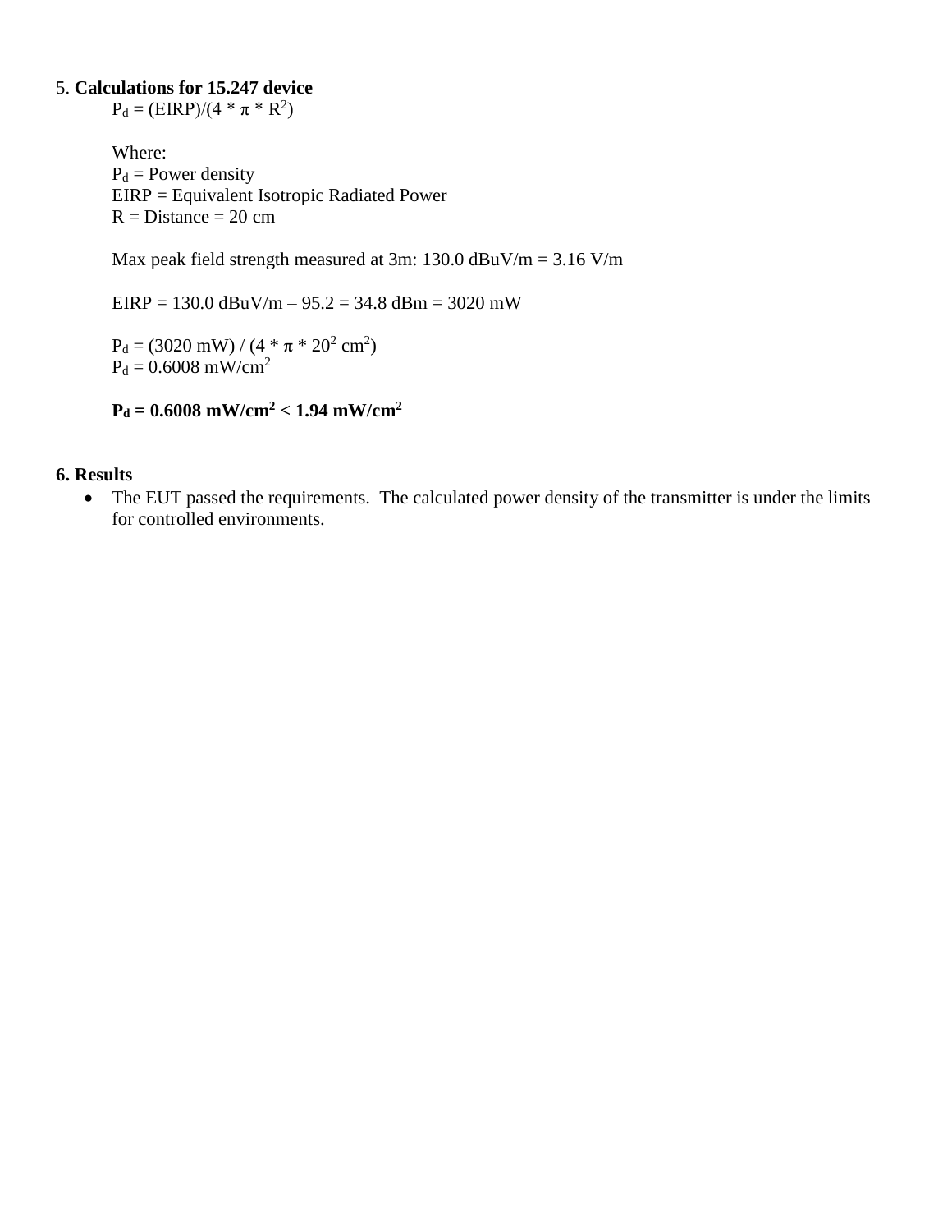5. **Calculations for 15.247 device**

$P_d = (EIRP)/(4 * \pi * R^2)$

Where:
$P_d$ = Power density
EIRP = Equivalent Isotropic Radiated Power
R = Distance = 20 cm

Max peak field strength measured at 3m: 130.0 dBuV/m = 3.16 V/m

EIRP = 130.0 dBuV/m – 95.2 = 34.8 dBm = 3020 mW

$P_d = (3020 \text{ mW}) / (4 * \pi * 20^2 \text{ cm}^2)$
$P_d = 0.6008 \text{ mW/cm}^2$

$\mathbf{P_d = 0.6008 \text{ mW/cm}^2 < 1.94 \text{ mW/cm}^2}$

**6. Results**

- The EUT passed the requirements. The calculated power density of the transmitter is under the limits for controlled environments.